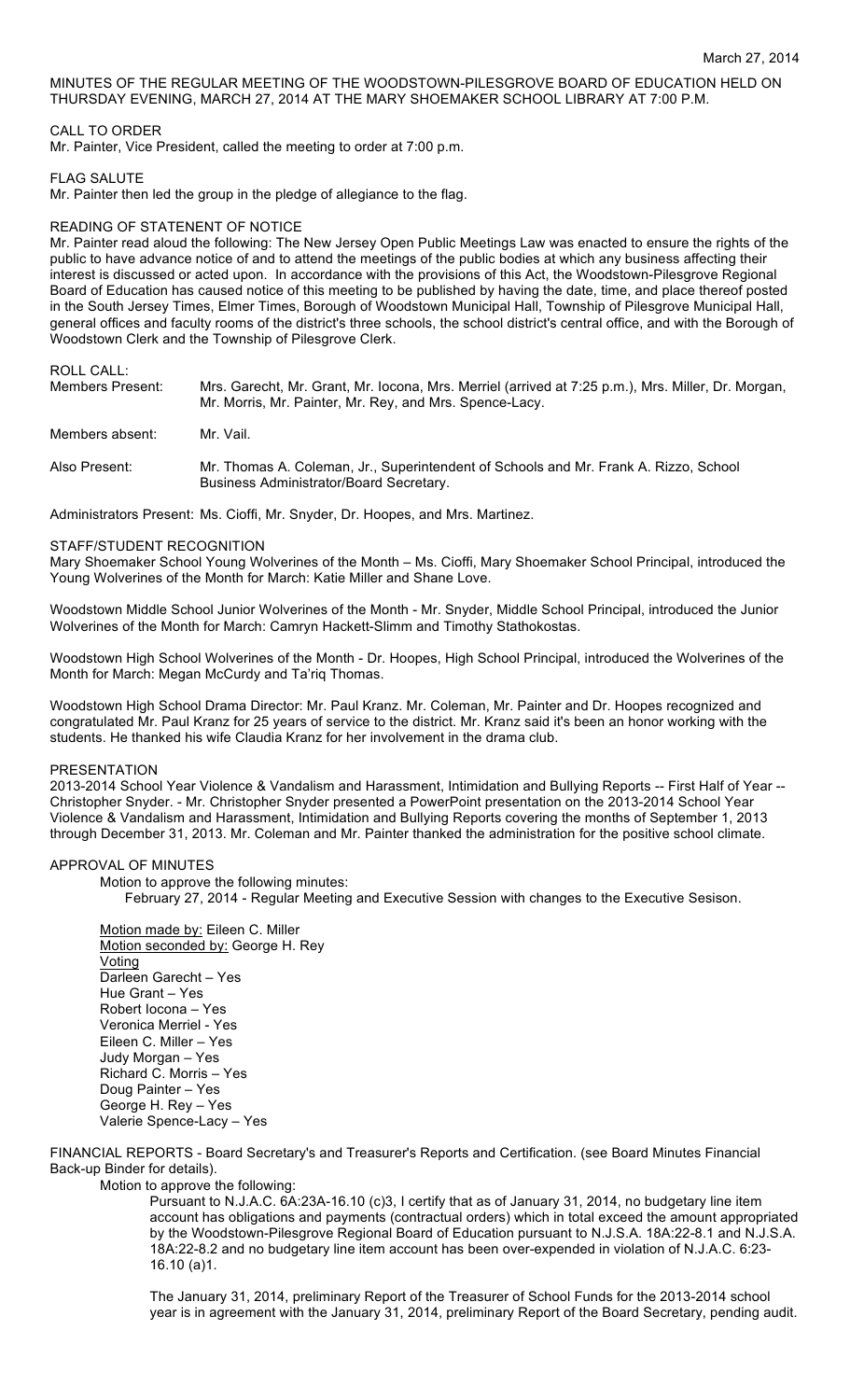March 27, 2014

MINUTES OF THE REGULAR MEETING OF THE WOODSTOWN-PILESGROVE BOARD OF EDUCATION HELD ON THURSDAY EVENING, MARCH 27, 2014 AT THE MARY SHOEMAKER SCHOOL LIBRARY AT 7:00 P.M.

CALL TO ORDER

Mr. Painter, Vice President, called the meeting to order at 7:00 p.m.

FLAG SALUTE

Mr. Painter then led the group in the pledge of allegiance to the flag.

READING OF STATENENT OF NOTICE

Mr. Painter read aloud the following: The New Jersey Open Public Meetings Law was enacted to ensure the rights of the public to have advance notice of and to attend the meetings of the public bodies at which any business affecting their interest is discussed or acted upon. In accordance with the provisions of this Act, the Woodstown-Pilesgrove Regional Board of Education has caused notice of this meeting to be published by having the date, time, and place thereof posted in the South Jersey Times, Elmer Times, Borough of Woodstown Municipal Hall, Township of Pilesgrove Municipal Hall, general offices and faculty rooms of the district's three schools, the school district's central office, and with the Borough of Woodstown Clerk and the Township of Pilesgrove Clerk.

ROLL CALL:

Members Present: Mrs. Garecht, Mr. Grant, Mr. Iocona, Mrs. Merriel (arrived at 7:25 p.m.), Mrs. Miller, Dr. Morgan, Mr. Morris, Mr. Painter, Mr. Rey, and Mrs. Spence-Lacy.

Members absent: Mr. Vail.

Also Present: Mr. Thomas A. Coleman, Jr., Superintendent of Schools and Mr. Frank A. Rizzo, School Business Administrator/Board Secretary.

Administrators Present: Ms. Cioffi, Mr. Snyder, Dr. Hoopes, and Mrs. Martinez.

STAFF/STUDENT RECOGNITION

Mary Shoemaker School Young Wolverines of the Month – Ms. Cioffi, Mary Shoemaker School Principal, introduced the Young Wolverines of the Month for March: Katie Miller and Shane Love.

Woodstown Middle School Junior Wolverines of the Month - Mr. Snyder, Middle School Principal, introduced the Junior Wolverines of the Month for March: Camryn Hackett-Slimm and Timothy Stathokostas.

Woodstown High School Wolverines of the Month - Dr. Hoopes, High School Principal, introduced the Wolverines of the Month for March: Megan McCurdy and Ta'riq Thomas.

Woodstown High School Drama Director: Mr. Paul Kranz. Mr. Coleman, Mr. Painter and Dr. Hoopes recognized and congratulated Mr. Paul Kranz for 25 years of service to the district. Mr. Kranz said it's been an honor working with the students. He thanked his wife Claudia Kranz for her involvement in the drama club.

PRESENTATION

2013-2014 School Year Violence & Vandalism and Harassment, Intimidation and Bullying Reports -- First Half of Year -- Christopher Snyder. - Mr. Christopher Snyder presented a PowerPoint presentation on the 2013-2014 School Year Violence & Vandalism and Harassment, Intimidation and Bullying Reports covering the months of September 1, 2013 through December 31, 2013. Mr. Coleman and Mr. Painter thanked the administration for the positive school climate.

APPROVAL OF MINUTES

Motion to approve the following minutes:

February 27, 2014 - Regular Meeting and Executive Session with changes to the Executive Sesison.

Motion made by: Eileen C. Miller
Motion seconded by: George H. Rey
Voting
Darleen Garecht – Yes
Hue Grant – Yes
Robert Iocona – Yes
Veronica Merriel - Yes
Eileen C. Miller – Yes
Judy Morgan – Yes
Richard C. Morris – Yes
Doug Painter – Yes
George H. Rey – Yes
Valerie Spence-Lacy – Yes

FINANCIAL REPORTS - Board Secretary's and Treasurer's Reports and Certification. (see Board Minutes Financial Back-up Binder for details).

Motion to approve the following:

Pursuant to N.J.A.C. 6A:23A-16.10 (c)3, I certify that as of January 31, 2014, no budgetary line item account has obligations and payments (contractual orders) which in total exceed the amount appropriated by the Woodstown-Pilesgrove Regional Board of Education pursuant to N.J.S.A. 18A:22-8.1 and N.J.S.A. 18A:22-8.2 and no budgetary line item account has been over-expended in violation of N.J.A.C. 6:23-16.10 (a)1.

The January 31, 2014, preliminary Report of the Treasurer of School Funds for the 2013-2014 school year is in agreement with the January 31, 2014, preliminary Report of the Board Secretary, pending audit.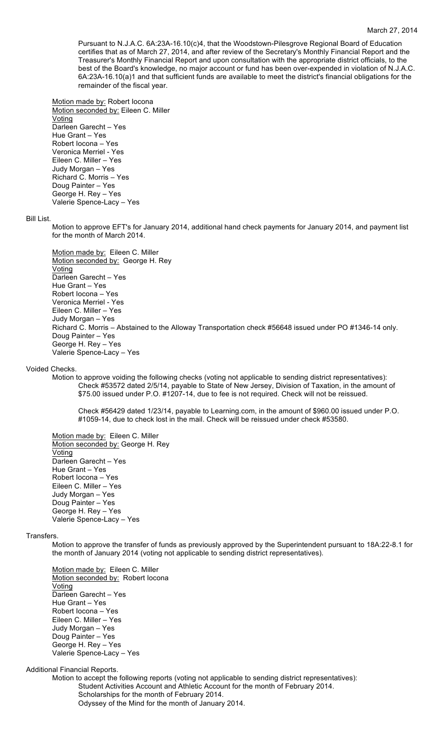Pursuant to N.J.A.C. 6A:23A-16.10(c)4, that the Woodstown-Pilesgrove Regional Board of Education certifies that as of March 27, 2014, and after review of the Secretary's Monthly Financial Report and the Treasurer's Monthly Financial Report and upon consultation with the appropriate district officials, to the best of the Board's knowledge, no major account or fund has been over-expended in violation of N.J.A.C. 6A:23A-16.10(a)1 and that sufficient funds are available to meet the district's financial obligations for the remainder of the fiscal year.

Motion made by: Robert Iocona
Motion seconded by: Eileen C. Miller
Voting
Darleen Garecht – Yes
Hue Grant – Yes
Robert Iocona – Yes
Veronica Merriel - Yes
Eileen C. Miller – Yes
Judy Morgan – Yes
Richard C. Morris – Yes
Doug Painter – Yes
George H. Rey – Yes
Valerie Spence-Lacy – Yes

Bill List.

Motion to approve EFT's for January 2014, additional hand check payments for January 2014, and payment list for the month of March 2014.

Motion made by: Eileen C. Miller
Motion seconded by: George H. Rey
Voting
Darleen Garecht – Yes
Hue Grant – Yes
Robert Iocona – Yes
Veronica Merriel - Yes
Eileen C. Miller – Yes
Judy Morgan – Yes
Richard C. Morris – Abstained to the Alloway Transportation check #56648 issued under PO #1346-14 only.
Doug Painter – Yes
George H. Rey – Yes
Valerie Spence-Lacy – Yes

Voided Checks.

Motion to approve voiding the following checks (voting not applicable to sending district representatives):

Check #53572 dated 2/5/14, payable to State of New Jersey, Division of Taxation, in the amount of $75.00 issued under P.O. #1207-14, due to fee is not required. Check will not be reissued.

Check #56429 dated 1/23/14, payable to Learning.com, in the amount of $960.00 issued under P.O. #1059-14, due to check lost in the mail. Check will be reissued under check #53580.

Motion made by: Eileen C. Miller
Motion seconded by: George H. Rey
Voting
Darleen Garecht – Yes
Hue Grant – Yes
Robert Iocona – Yes
Eileen C. Miller – Yes
Judy Morgan – Yes
Doug Painter – Yes
George H. Rey – Yes
Valerie Spence-Lacy – Yes

Transfers.

Motion to approve the transfer of funds as previously approved by the Superintendent pursuant to 18A:22-8.1 for the month of January 2014 (voting not applicable to sending district representatives).

Motion made by: Eileen C. Miller
Motion seconded by: Robert Iocona
Voting
Darleen Garecht – Yes
Hue Grant – Yes
Robert Iocona – Yes
Eileen C. Miller – Yes
Judy Morgan – Yes
Doug Painter – Yes
George H. Rey – Yes
Valerie Spence-Lacy – Yes

Additional Financial Reports.

Motion to accept the following reports (voting not applicable to sending district representatives):

Student Activities Account and Athletic Account for the month of February 2014.
Scholarships for the month of February 2014.
Odyssey of the Mind for the month of January 2014.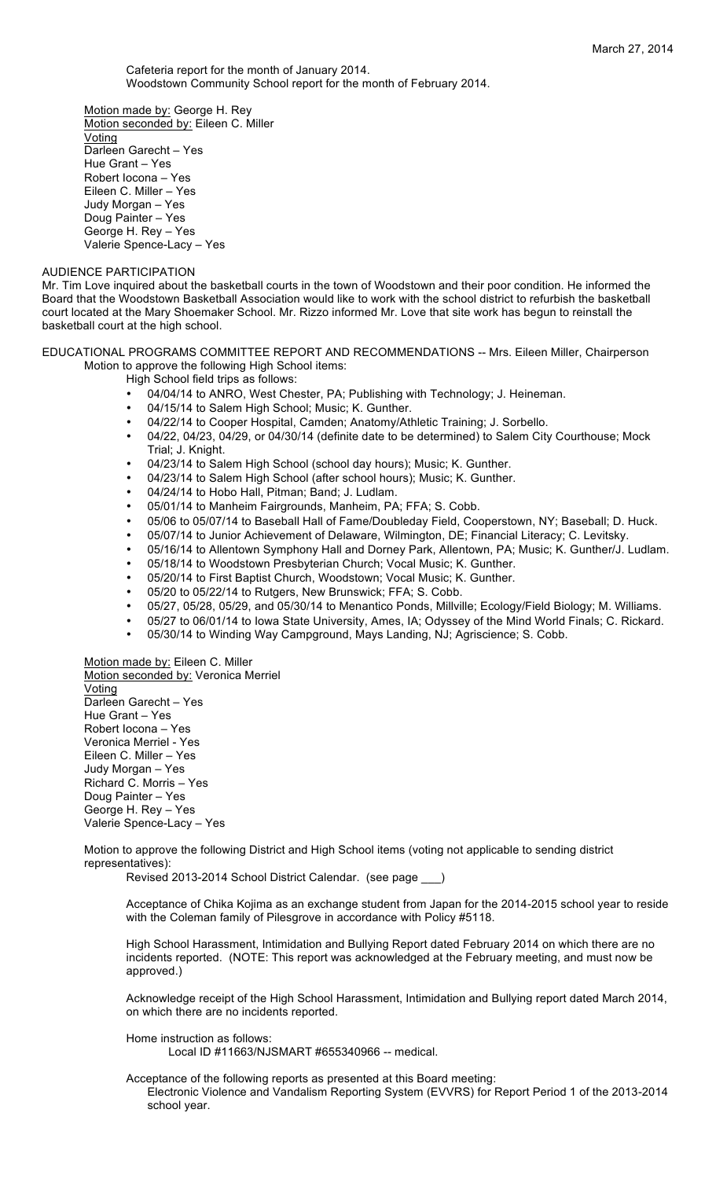Cafeteria report for the month of January 2014.
Woodstown Community School report for the month of February 2014.

Motion made by: George H. Rey
Motion seconded by: Eileen C. Miller
Voting
Darleen Garecht – Yes
Hue Grant – Yes
Robert Iocona – Yes
Eileen C. Miller – Yes
Judy Morgan – Yes
Doug Painter – Yes
George H. Rey – Yes
Valerie Spence-Lacy – Yes

AUDIENCE PARTICIPATION

Mr. Tim Love inquired about the basketball courts in the town of Woodstown and their poor condition. He informed the Board that the Woodstown Basketball Association would like to work with the school district to refurbish the basketball court located at the Mary Shoemaker School. Mr. Rizzo informed Mr. Love that site work has begun to reinstall the basketball court at the high school.

EDUCATIONAL PROGRAMS COMMITTEE REPORT AND RECOMMENDATIONS -- Mrs. Eileen Miller, Chairperson

Motion to approve the following High School items:

High School field trips as follows:

- 04/04/14 to ANRO, West Chester, PA; Publishing with Technology; J. Heineman.
- 04/15/14 to Salem High School; Music; K. Gunther.
- 04/22/14 to Cooper Hospital, Camden; Anatomy/Athletic Training; J. Sorbello.
- 04/22, 04/23, 04/29, or 04/30/14 (definite date to be determined) to Salem City Courthouse; Mock Trial; J. Knight.
- 04/23/14 to Salem High School (school day hours); Music; K. Gunther.
- 04/23/14 to Salem High School (after school hours); Music; K. Gunther.
- 04/24/14 to Hobo Hall, Pitman; Band; J. Ludlam.
- 05/01/14 to Manheim Fairgrounds, Manheim, PA; FFA; S. Cobb.
- 05/06 to 05/07/14 to Baseball Hall of Fame/Doubleday Field, Cooperstown, NY; Baseball; D. Huck.
- 05/07/14 to Junior Achievement of Delaware, Wilmington, DE; Financial Literacy; C. Levitsky.
- 05/16/14 to Allentown Symphony Hall and Dorney Park, Allentown, PA; Music; K. Gunther/J. Ludlam.
- 05/18/14 to Woodstown Presbyterian Church; Vocal Music; K. Gunther.
- 05/20/14 to First Baptist Church, Woodstown; Vocal Music; K. Gunther.
- 05/20 to 05/22/14 to Rutgers, New Brunswick; FFA; S. Cobb.
- 05/27, 05/28, 05/29, and 05/30/14 to Menantico Ponds, Millville; Ecology/Field Biology; M. Williams.
- 05/27 to 06/01/14 to Iowa State University, Ames, IA; Odyssey of the Mind World Finals; C. Rickard.
- 05/30/14 to Winding Way Campground, Mays Landing, NJ; Agriscience; S. Cobb.

Motion made by: Eileen C. Miller
Motion seconded by: Veronica Merriel
Voting
Darleen Garecht – Yes
Hue Grant – Yes
Robert Iocona – Yes
Veronica Merriel - Yes
Eileen C. Miller – Yes
Judy Morgan – Yes
Richard C. Morris – Yes
Doug Painter – Yes
George H. Rey – Yes
Valerie Spence-Lacy – Yes

Motion to approve the following District and High School items (voting not applicable to sending district representatives):

Revised 2013-2014 School District Calendar. (see page ___)

Acceptance of Chika Kojima as an exchange student from Japan for the 2014-2015 school year to reside with the Coleman family of Pilesgrove in accordance with Policy #5118.

High School Harassment, Intimidation and Bullying Report dated February 2014 on which there are no incidents reported. (NOTE: This report was acknowledged at the February meeting, and must now be approved.)

Acknowledge receipt of the High School Harassment, Intimidation and Bullying report dated March 2014, on which there are no incidents reported.

Home instruction as follows:

Local ID #11663/NJSMART #655340966 -- medical.

Acceptance of the following reports as presented at this Board meeting:

Electronic Violence and Vandalism Reporting System (EVVRS) for Report Period 1 of the 2013-2014 school year.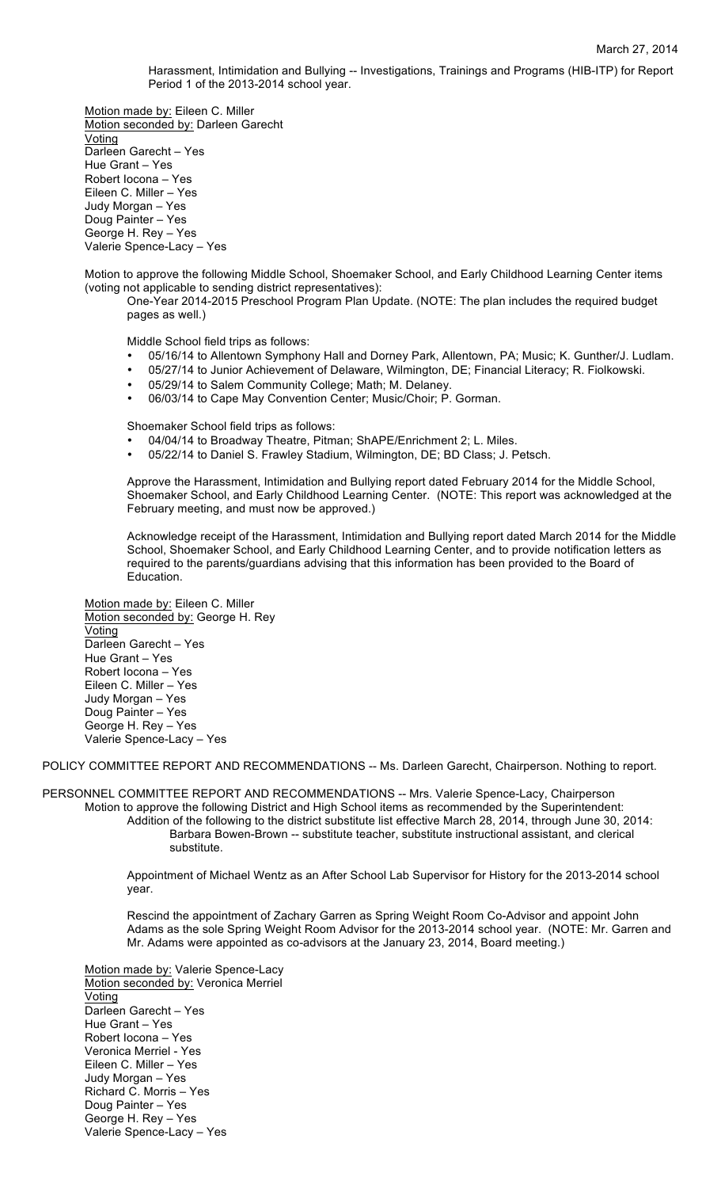Harassment, Intimidation and Bullying -- Investigations, Trainings and Programs (HIB-ITP) for Report Period 1 of the 2013-2014 school year.

Motion made by: Eileen C. Miller
Motion seconded by: Darleen Garecht
Voting
Darleen Garecht – Yes
Hue Grant – Yes
Robert Iocona – Yes
Eileen C. Miller – Yes
Judy Morgan – Yes
Doug Painter – Yes
George H. Rey – Yes
Valerie Spence-Lacy – Yes

Motion to approve the following Middle School, Shoemaker School, and Early Childhood Learning Center items (voting not applicable to sending district representatives):

One-Year 2014-2015 Preschool Program Plan Update. (NOTE: The plan includes the required budget pages as well.)

Middle School field trips as follows:

- 05/16/14 to Allentown Symphony Hall and Dorney Park, Allentown, PA; Music; K. Gunther/J. Ludlam.
- 05/27/14 to Junior Achievement of Delaware, Wilmington, DE; Financial Literacy; R. Fiolkowski.
- 05/29/14 to Salem Community College; Math; M. Delaney.
- 06/03/14 to Cape May Convention Center; Music/Choir; P. Gorman.

Shoemaker School field trips as follows:

- 04/04/14 to Broadway Theatre, Pitman; ShAPE/Enrichment 2; L. Miles.
- 05/22/14 to Daniel S. Frawley Stadium, Wilmington, DE; BD Class; J. Petsch.

Approve the Harassment, Intimidation and Bullying report dated February 2014 for the Middle School, Shoemaker School, and Early Childhood Learning Center. (NOTE: This report was acknowledged at the February meeting, and must now be approved.)

Acknowledge receipt of the Harassment, Intimidation and Bullying report dated March 2014 for the Middle School, Shoemaker School, and Early Childhood Learning Center, and to provide notification letters as required to the parents/guardians advising that this information has been provided to the Board of Education.

Motion made by: Eileen C. Miller
Motion seconded by: George H. Rey
Voting
Darleen Garecht – Yes
Hue Grant – Yes
Robert Iocona – Yes
Eileen C. Miller – Yes
Judy Morgan – Yes
Doug Painter – Yes
George H. Rey – Yes
Valerie Spence-Lacy – Yes

POLICY COMMITTEE REPORT AND RECOMMENDATIONS -- Ms. Darleen Garecht, Chairperson. Nothing to report.

PERSONNEL COMMITTEE REPORT AND RECOMMENDATIONS -- Mrs. Valerie Spence-Lacy, Chairperson

Motion to approve the following District and High School items as recommended by the Superintendent:

Addition of the following to the district substitute list effective March 28, 2014, through June 30, 2014:

Barbara Bowen-Brown -- substitute teacher, substitute instructional assistant, and clerical substitute.

Appointment of Michael Wentz as an After School Lab Supervisor for History for the 2013-2014 school year.

Rescind the appointment of Zachary Garren as Spring Weight Room Co-Advisor and appoint John Adams as the sole Spring Weight Room Advisor for the 2013-2014 school year. (NOTE: Mr. Garren and Mr. Adams were appointed as co-advisors at the January 23, 2014, Board meeting.)

Motion made by: Valerie Spence-Lacy
Motion seconded by: Veronica Merriel
Voting
Darleen Garecht – Yes
Hue Grant – Yes
Robert Iocona – Yes
Veronica Merriel - Yes
Eileen C. Miller – Yes
Judy Morgan – Yes
Richard C. Morris – Yes
Doug Painter – Yes
George H. Rey – Yes
Valerie Spence-Lacy – Yes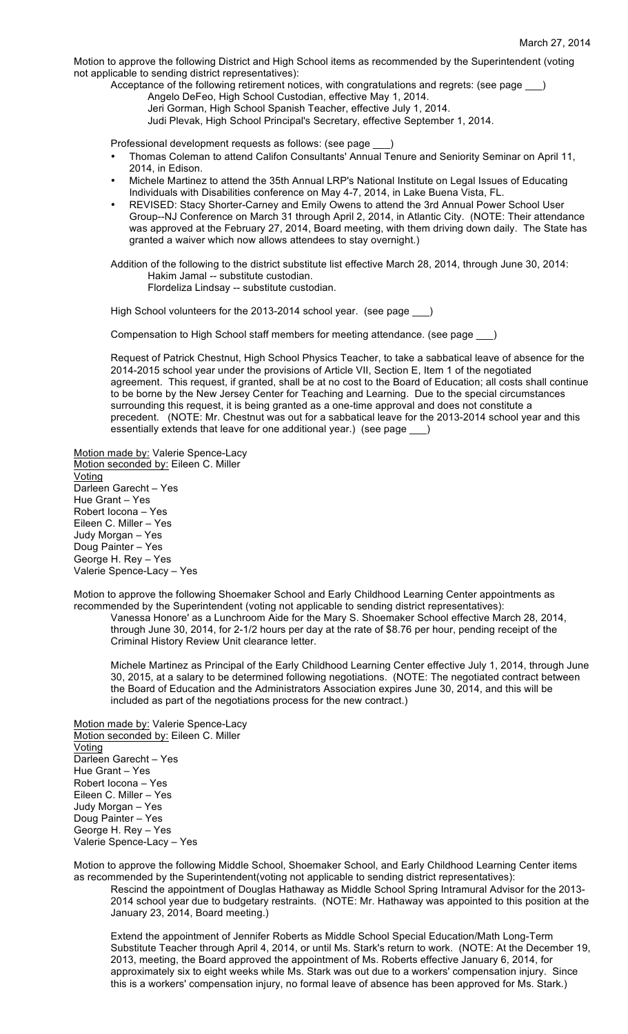Motion to approve the following District and High School items as recommended by the Superintendent (voting not applicable to sending district representatives):

Acceptance of the following retirement notices, with congratulations and regrets: (see page ___)

Angelo DeFeo, High School Custodian, effective May 1, 2014.
Jeri Gorman, High School Spanish Teacher, effective July 1, 2014.
Judi Plevak, High School Principal's Secretary, effective September 1, 2014.

Professional development requests as follows: (see page ___)

- Thomas Coleman to attend Califon Consultants' Annual Tenure and Seniority Seminar on April 11, 2014, in Edison.
- Michele Martinez to attend the 35th Annual LRP's National Institute on Legal Issues of Educating Individuals with Disabilities conference on May 4-7, 2014, in Lake Buena Vista, FL.
- REVISED: Stacy Shorter-Carney and Emily Owens to attend the 3rd Annual Power School User Group--NJ Conference on March 31 through April 2, 2014, in Atlantic City. (NOTE: Their attendance was approved at the February 27, 2014, Board meeting, with them driving down daily. The State has granted a waiver which now allows attendees to stay overnight.)

Addition of the following to the district substitute list effective March 28, 2014, through June 30, 2014:

Hakim Jamal -- substitute custodian.
Flordeliza Lindsay -- substitute custodian.

High School volunteers for the 2013-2014 school year. (see page ___)

Compensation to High School staff members for meeting attendance. (see page ___)

Request of Patrick Chestnut, High School Physics Teacher, to take a sabbatical leave of absence for the 2014-2015 school year under the provisions of Article VII, Section E, Item 1 of the negotiated agreement. This request, if granted, shall be at no cost to the Board of Education; all costs shall continue to be borne by the New Jersey Center for Teaching and Learning. Due to the special circumstances surrounding this request, it is being granted as a one-time approval and does not constitute a precedent. (NOTE: Mr. Chestnut was out for a sabbatical leave for the 2013-2014 school year and this essentially extends that leave for one additional year.) (see page ___)

Motion made by: Valerie Spence-Lacy
Motion seconded by: Eileen C. Miller
Voting
Darleen Garecht – Yes
Hue Grant – Yes
Robert Iocona – Yes
Eileen C. Miller – Yes
Judy Morgan – Yes
Doug Painter – Yes
George H. Rey – Yes
Valerie Spence-Lacy – Yes

Motion to approve the following Shoemaker School and Early Childhood Learning Center appointments as recommended by the Superintendent (voting not applicable to sending district representatives):

Vanessa Honore' as a Lunchroom Aide for the Mary S. Shoemaker School effective March 28, 2014, through June 30, 2014, for 2-1/2 hours per day at the rate of $8.76 per hour, pending receipt of the Criminal History Review Unit clearance letter.

Michele Martinez as Principal of the Early Childhood Learning Center effective July 1, 2014, through June 30, 2015, at a salary to be determined following negotiations. (NOTE: The negotiated contract between the Board of Education and the Administrators Association expires June 30, 2014, and this will be included as part of the negotiations process for the new contract.)

Motion made by: Valerie Spence-Lacy
Motion seconded by: Eileen C. Miller
Voting
Darleen Garecht – Yes
Hue Grant – Yes
Robert Iocona – Yes
Eileen C. Miller – Yes
Judy Morgan – Yes
Doug Painter – Yes
George H. Rey – Yes
Valerie Spence-Lacy – Yes

Motion to approve the following Middle School, Shoemaker School, and Early Childhood Learning Center items as recommended by the Superintendent(voting not applicable to sending district representatives):

Rescind the appointment of Douglas Hathaway as Middle School Spring Intramural Advisor for the 2013-2014 school year due to budgetary restraints. (NOTE: Mr. Hathaway was appointed to this position at the January 23, 2014, Board meeting.)

Extend the appointment of Jennifer Roberts as Middle School Special Education/Math Long-Term Substitute Teacher through April 4, 2014, or until Ms. Stark's return to work. (NOTE: At the December 19, 2013, meeting, the Board approved the appointment of Ms. Roberts effective January 6, 2014, for approximately six to eight weeks while Ms. Stark was out due to a workers' compensation injury. Since this is a workers' compensation injury, no formal leave of absence has been approved for Ms. Stark.)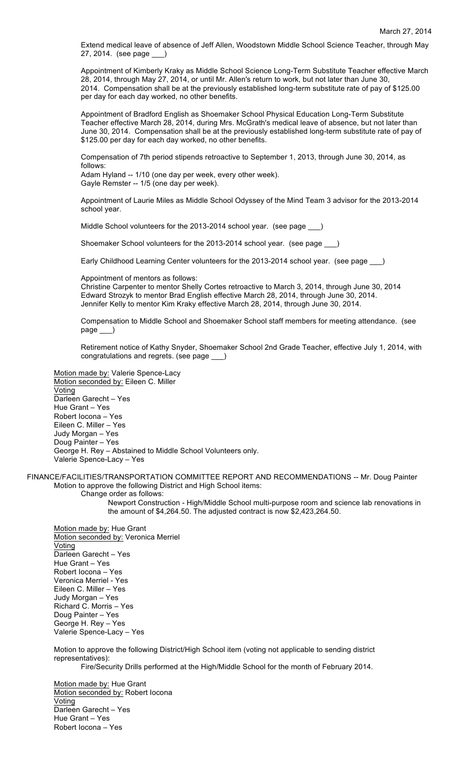March 27, 2014

Extend medical leave of absence of Jeff Allen, Woodstown Middle School Science Teacher, through May 27, 2014. (see page ___)

Appointment of Kimberly Kraky as Middle School Science Long-Term Substitute Teacher effective March 28, 2014, through May 27, 2014, or until Mr. Allen's return to work, but not later than June 30, 2014. Compensation shall be at the previously established long-term substitute rate of pay of $125.00 per day for each day worked, no other benefits.

Appointment of Bradford English as Shoemaker School Physical Education Long-Term Substitute Teacher effective March 28, 2014, during Mrs. McGrath's medical leave of absence, but not later than June 30, 2014. Compensation shall be at the previously established long-term substitute rate of pay of $125.00 per day for each day worked, no other benefits.

Compensation of 7th period stipends retroactive to September 1, 2013, through June 30, 2014, as follows:
Adam Hyland -- 1/10 (one day per week, every other week).
Gayle Remster -- 1/5 (one day per week).

Appointment of Laurie Miles as Middle School Odyssey of the Mind Team 3 advisor for the 2013-2014 school year.

Middle School volunteers for the 2013-2014 school year. (see page ___)

Shoemaker School volunteers for the 2013-2014 school year. (see page ___)

Early Childhood Learning Center volunteers for the 2013-2014 school year. (see page ___)

Appointment of mentors as follows:
Christine Carpenter to mentor Shelly Cortes retroactive to March 3, 2014, through June 30, 2014
Edward Strozyk to mentor Brad English effective March 28, 2014, through June 30, 2014.
Jennifer Kelly to mentor Kim Kraky effective March 28, 2014, through June 30, 2014.

Compensation to Middle School and Shoemaker School staff members for meeting attendance. (see page ___)

Retirement notice of Kathy Snyder, Shoemaker School 2nd Grade Teacher, effective July 1, 2014, with congratulations and regrets. (see page ___)

Motion made by: Valerie Spence-Lacy
Motion seconded by: Eileen C. Miller
Voting
Darleen Garecht – Yes
Hue Grant – Yes
Robert Iocona – Yes
Eileen C. Miller – Yes
Judy Morgan – Yes
Doug Painter – Yes
George H. Rey – Abstained to Middle School Volunteers only.
Valerie Spence-Lacy – Yes

FINANCE/FACILITIES/TRANSPORTATION COMMITTEE REPORT AND RECOMMENDATIONS -- Mr. Doug Painter

Motion to approve the following District and High School items:

Change order as follows:

Newport Construction - High/Middle School multi-purpose room and science lab renovations in the amount of $4,264.50. The adjusted contract is now $2,423,264.50.

Motion made by: Hue Grant
Motion seconded by: Veronica Merriel
Voting
Darleen Garecht – Yes
Hue Grant – Yes
Robert Iocona – Yes
Veronica Merriel - Yes
Eileen C. Miller – Yes
Judy Morgan – Yes
Richard C. Morris – Yes
Doug Painter – Yes
George H. Rey – Yes
Valerie Spence-Lacy – Yes

Motion to approve the following District/High School item (voting not applicable to sending district representatives):

Fire/Security Drills performed at the High/Middle School for the month of February 2014.

Motion made by: Hue Grant
Motion seconded by: Robert Iocona
Voting
Darleen Garecht – Yes
Hue Grant – Yes
Robert Iocona – Yes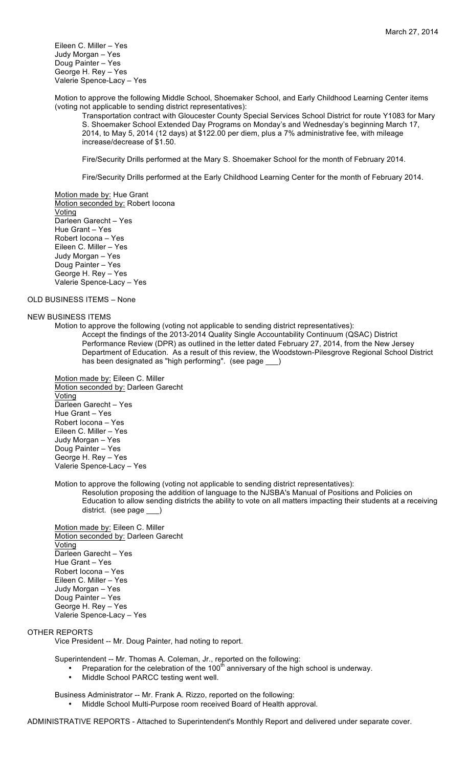Eileen C. Miller – Yes
Judy Morgan – Yes
Doug Painter – Yes
George H. Rey – Yes
Valerie Spence-Lacy – Yes

Motion to approve the following Middle School, Shoemaker School, and Early Childhood Learning Center items (voting not applicable to sending district representatives):

Transportation contract with Gloucester County Special Services School District for route Y1083 for Mary S. Shoemaker School Extended Day Programs on Monday's and Wednesday's beginning March 17, 2014, to May 5, 2014 (12 days) at $122.00 per diem, plus a 7% administrative fee, with mileage increase/decrease of $1.50.

Fire/Security Drills performed at the Mary S. Shoemaker School for the month of February 2014.

Fire/Security Drills performed at the Early Childhood Learning Center for the month of February 2014.

Motion made by: Hue Grant
Motion seconded by: Robert Iocona
Voting
Darleen Garecht – Yes
Hue Grant – Yes
Robert Iocona – Yes
Eileen C. Miller – Yes
Judy Morgan – Yes
Doug Painter – Yes
George H. Rey – Yes
Valerie Spence-Lacy – Yes

OLD BUSINESS ITEMS – None

NEW BUSINESS ITEMS

Motion to approve the following (voting not applicable to sending district representatives):

Accept the findings of the 2013-2014 Quality Single Accountability Continuum (QSAC) District Performance Review (DPR) as outlined in the letter dated February 27, 2014, from the New Jersey Department of Education. As a result of this review, the Woodstown-Pilesgrove Regional School District has been designated as "high performing". (see page ___)

Motion made by: Eileen C. Miller
Motion seconded by: Darleen Garecht
Voting
Darleen Garecht – Yes
Hue Grant – Yes
Robert Iocona – Yes
Eileen C. Miller – Yes
Judy Morgan – Yes
Doug Painter – Yes
George H. Rey – Yes
Valerie Spence-Lacy – Yes

Motion to approve the following (voting not applicable to sending district representatives):

Resolution proposing the addition of language to the NJSBA's Manual of Positions and Policies on Education to allow sending districts the ability to vote on all matters impacting their students at a receiving district. (see page ___)

Motion made by: Eileen C. Miller
Motion seconded by: Darleen Garecht
Voting
Darleen Garecht – Yes
Hue Grant – Yes
Robert Iocona – Yes
Eileen C. Miller – Yes
Judy Morgan – Yes
Doug Painter – Yes
George H. Rey – Yes
Valerie Spence-Lacy – Yes

OTHER REPORTS

Vice President -- Mr. Doug Painter, had noting to report.

Superintendent -- Mr. Thomas A. Coleman, Jr., reported on the following:

- Preparation for the celebration of the 100th anniversary of the high school is underway.
- Middle School PARCC testing went well.

Business Administrator -- Mr. Frank A. Rizzo, reported on the following:

- Middle School Multi-Purpose room received Board of Health approval.

ADMINISTRATIVE REPORTS - Attached to Superintendent's Monthly Report and delivered under separate cover.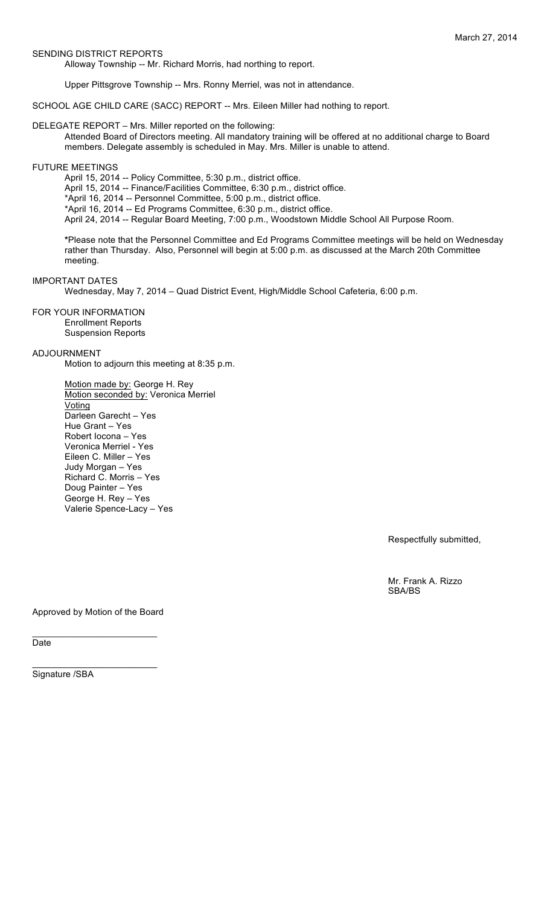March 27, 2014

SENDING DISTRICT REPORTS

Alloway Township -- Mr. Richard Morris, had northing to report.

Upper Pittsgrove Township -- Mrs. Ronny Merriel, was not in attendance.

SCHOOL AGE CHILD CARE (SACC) REPORT -- Mrs. Eileen Miller had nothing to report.

DELEGATE REPORT – Mrs. Miller reported on the following:

Attended Board of Directors meeting. All mandatory training will be offered at no additional charge to Board members. Delegate assembly is scheduled in May. Mrs. Miller is unable to attend.

FUTURE MEETINGS

April 15, 2014 -- Policy Committee, 5:30 p.m., district office.
April 15, 2014 -- Finance/Facilities Committee, 6:30 p.m., district office.
*April 16, 2014 -- Personnel Committee, 5:00 p.m., district office.
*April 16, 2014 -- Ed Programs Committee, 6:30 p.m., district office.
April 24, 2014 -- Regular Board Meeting, 7:00 p.m., Woodstown Middle School All Purpose Room.

**\***Please note that the Personnel Committee and Ed Programs Committee meetings will be held on Wednesday rather than Thursday. Also, Personnel will begin at 5:00 p.m. as discussed at the March 20th Committee meeting.

IMPORTANT DATES

Wednesday, May 7, 2014 – Quad District Event, High/Middle School Cafeteria, 6:00 p.m.

FOR YOUR INFORMATION

Enrollment Reports
Suspension Reports

ADJOURNMENT

Motion to adjourn this meeting at 8:35 p.m.

Motion made by: George H. Rey
Motion seconded by: Veronica Merriel
Voting
Darleen Garecht – Yes
Hue Grant – Yes
Robert Iocona – Yes
Veronica Merriel - Yes
Eileen C. Miller – Yes
Judy Morgan – Yes
Richard C. Morris – Yes
Doug Painter – Yes
George H. Rey – Yes
Valerie Spence-Lacy – Yes

Respectfully submitted,

Mr. Frank A. Rizzo
SBA/BS

Approved by Motion of the Board

_________________________
Date

_________________________
Signature /SBA